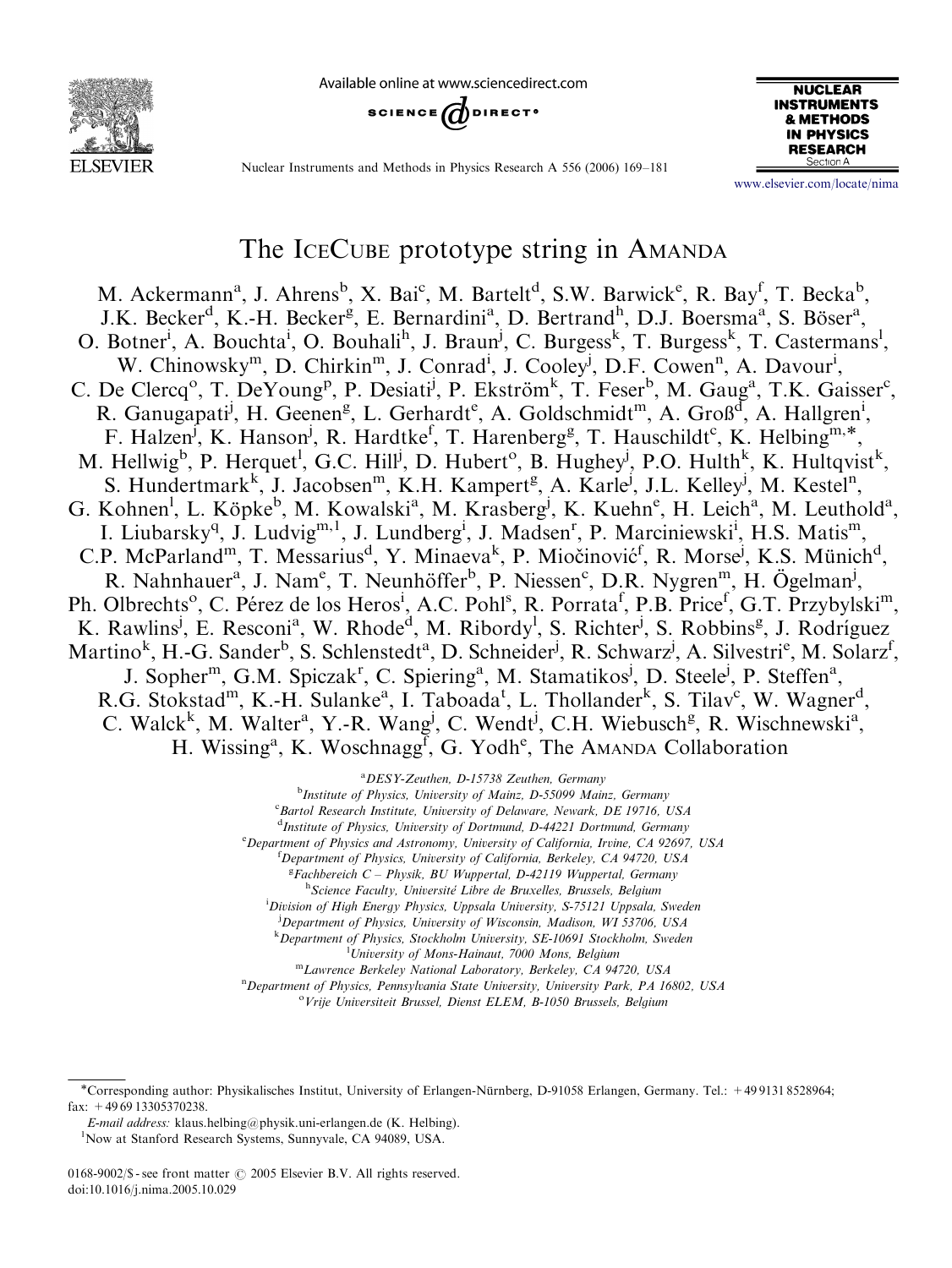# The IceCube prototype string in Amanda

M. Ackermann[a], J. Ahrens[b], X. Bai[c], M. Bartelt[d], S.W. Barwick[e], R. Bay[f], T. Becka[b], J.K. Becker[d], K.-H. Becker[g], E. Bernardini[a], D. Bertrand[h], D.J. Boersma[a], S. Böser[a], O. Botner[i], A. Bouchta[i], O. Bouhali[h], J. Braun[j], C. Burgess[k], T. Burgess[k], T. Castermans[l], W. Chinowsky[m], D. Chirkin[m], J. Conrad[i], J. Cooley[j], D.F. Cowen[n], A. Davour[i], C. De Clercq[o], T. DeYoung[p], P. Desiati[j], P. Ekström[k], T. Feser[b], M. Gaug[a], T.K. Gaisser[c], R. Ganugapati[j], H. Geenen[g], L. Gerhardt[e], A. Goldschmidt[m], A. Groß[d], A. Hallgren[i], F. Halzen[j], K. Hanson[j], R. Hardtke[f], T. Harenberg[g], T. Hauschildt[c], K. Helbing[m,*], M. Hellwig[b], P. Herquet[l], G.C. Hill[j], D. Hubert[o], B. Hughey[j], P.O. Hulth[k], K. Hultqvist[k], S. Hundertmark[k], J. Jacobsen[m], K.H. Kampert[g], A. Karle[j], J.L. Kelley[j], M. Kestel[n], G. Kohnen[l], L. Köpke[b], M. Kowalski[a], M. Krasberg[j], K. Kuehn[e], H. Leich[a], M. Leuthold[a], I. Liubarsky[q], J. Ludvig[m,1], J. Lundberg[i], J. Madsen[r], P. Marciniewski[i], H.S. Matis[m], C.P. McParland[m], T. Messarius[d], Y. Minaeva[k], P. Miočinović[f], R. Morse[j], K.S. Münich[d], R. Nahnhauer[a], J. Nam[e], T. Neunhöffer[b], P. Niessen[c], D.R. Nygren[m], H. Ögelman[j], Ph. Olbrechts[o], C. Pérez de los Heros[i], A.C. Pohl[s], R. Porrata[f], P.B. Price[f], G.T. Przybylski[m], K. Rawlins[j], E. Resconi[a], W. Rhode[d], M. Ribordy[l], S. Richter[j], S. Robbins[g], J. Rodríguez Martino[k], H.-G. Sander[b], S. Schlenstedt[a], D. Schneider[j], R. Schwarz[j], A. Silvestri[e], M. Solarz[f], J. Sopher[m], G.M. Spiczak[r], C. Spiering[a], M. Stamatikos[j], D. Steele[j], P. Steffen[a], R.G. Stokstad[m], K.-H. Sulanke[a], I. Taboada[t], L. Thollander[k], S. Tilav[c], W. Wagner[d], C. Walck[k], M. Walter[a], Y.-R. Wang[j], C. Wendt[j], C.H. Wiebusch[g], R. Wischnewski[a], H. Wissing[a], K. Woschnagg[f], G. Yodh[e], The Amanda Collaboration

[a] DESY-Zeuthen, D-15738 Zeuthen, Germany
[b] Institute of Physics, University of Mainz, D-55099 Mainz, Germany
[c] Bartol Research Institute, University of Delaware, Newark, DE 19716, USA
[d] Institute of Physics, University of Dortmund, D-44221 Dortmund, Germany
[e] Department of Physics and Astronomy, University of California, Irvine, CA 92697, USA
[f] Department of Physics, University of California, Berkeley, CA 94720, USA
[g] Fachbereich C – Physik, BU Wuppertal, D-42119 Wuppertal, Germany
[h] Science Faculty, Université Libre de Bruxelles, Brussels, Belgium
[i] Division of High Energy Physics, Uppsala University, S-75121 Uppsala, Sweden
[j] Department of Physics, University of Wisconsin, Madison, WI 53706, USA
[k] Department of Physics, Stockholm University, SE-10691 Stockholm, Sweden
[l] University of Mons-Hainaut, 7000 Mons, Belgium
[m] Lawrence Berkeley National Laboratory, Berkeley, CA 94720, USA
[n] Department of Physics, Pennsylvania State University, University Park, PA 16802, USA
[o] Vrije Universiteit Brussel, Dienst ELEM, B-1050 Brussels, Belgium

*Corresponding author: Physikalisches Institut, University of Erlangen-Nürnberg, D-91058 Erlangen, Germany. Tel.: +49 9131 8528964; fax: +49 69 13305370238.

*E-mail address:* klaus.helbing@physik.uni-erlangen.de (K. Helbing).

[1] Now at Stanford Research Systems, Sunnyvale, CA 94089, USA.

0168-9002/$ - see front matter © 2005 Elsevier B.V. All rights reserved.
doi:10.1016/j.nima.2005.10.029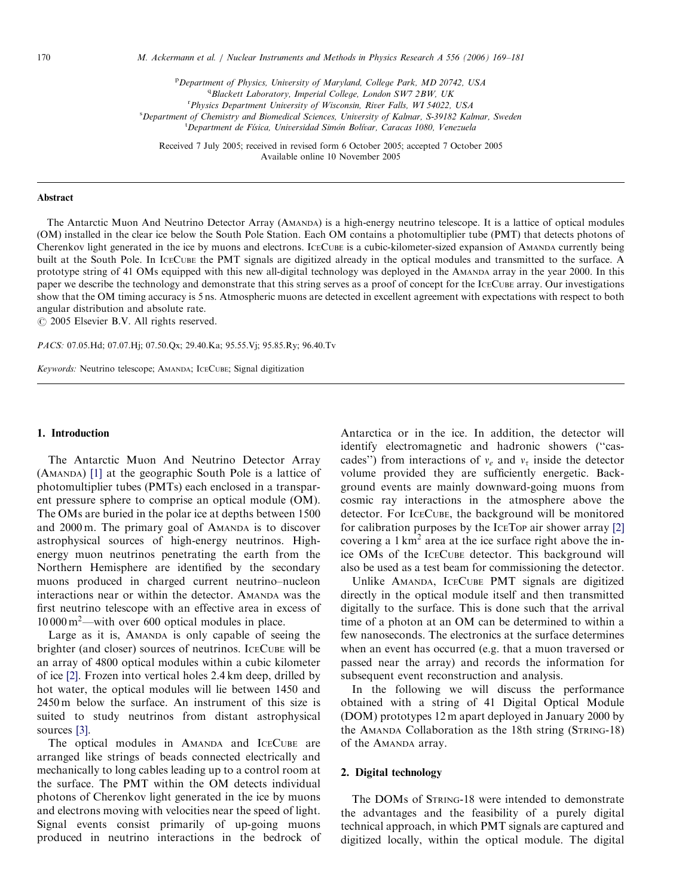[p]Department of Physics, University of Maryland, College Park, MD 20742, USA
[q]Blackett Laboratory, Imperial College, London SW7 2BW, UK
[r]Physics Department University of Wisconsin, River Falls, WI 54022, USA
[s]Department of Chemistry and Biomedical Sciences, University of Kalmar, S-39182 Kalmar, Sweden
[t]Department de Física, Universidad Simón Bolívar, Caracas 1080, Venezuela

Received 7 July 2005; received in revised form 6 October 2005; accepted 7 October 2005
Available online 10 November 2005

## Abstract

The Antarctic Muon And Neutrino Detector Array (AMANDA) is a high-energy neutrino telescope. It is a lattice of optical modules (OM) installed in the clear ice below the South Pole Station. Each OM contains a photomultiplier tube (PMT) that detects photons of Cherenkov light generated in the ice by muons and electrons. ICECUBE is a cubic-kilometer-sized expansion of AMANDA currently being built at the South Pole. In ICECUBE the PMT signals are digitized already in the optical modules and transmitted to the surface. A prototype string of 41 OMs equipped with this new all-digital technology was deployed in the AMANDA array in the year 2000. In this paper we describe the technology and demonstrate that this string serves as a proof of concept for the ICECUBE array. Our investigations show that the OM timing accuracy is 5 ns. Atmospheric muons are detected in excellent agreement with expectations with respect to both angular distribution and absolute rate.

© 2005 Elsevier B.V. All rights reserved.

*PACS:* 07.05.Hd; 07.07.Hj; 07.50.Qx; 29.40.Ka; 95.55.Vj; 95.85.Ry; 96.40.Tv

*Keywords:* Neutrino telescope; AMANDA; ICECUBE; Signal digitization

## 1. Introduction

The Antarctic Muon And Neutrino Detector Array (AMANDA) [1] at the geographic South Pole is a lattice of photomultiplier tubes (PMTs) each enclosed in a transparent pressure sphere to comprise an optical module (OM). The OMs are buried in the polar ice at depths between 1500 and 2000 m. The primary goal of AMANDA is to discover astrophysical sources of high-energy neutrinos. High-energy muon neutrinos penetrating the earth from the Northern Hemisphere are identified by the secondary muons produced in charged current neutrino–nucleon interactions near or within the detector. AMANDA was the first neutrino telescope with an effective area in excess of $10\,000\,\mathrm{m}^2$—with over 600 optical modules in place.

Large as it is, AMANDA is only capable of seeing the brighter (and closer) sources of neutrinos. ICECUBE will be an array of 4800 optical modules within a cubic kilometer of ice [2]. Frozen into vertical holes 2.4 km deep, drilled by hot water, the optical modules will lie between 1450 and 2450 m below the surface. An instrument of this size is suited to study neutrinos from distant astrophysical sources [3].

The optical modules in AMANDA and ICECUBE are arranged like strings of beads connected electrically and mechanically to long cables leading up to a control room at the surface. The PMT within the OM detects individual photons of Cherenkov light generated in the ice by muons and electrons moving with velocities near the speed of light. Signal events consist primarily of up-going muons produced in neutrino interactions in the bedrock of Antarctica or in the ice. In addition, the detector will identify electromagnetic and hadronic showers ("cascades") from interactions of $\nu_e$ and $\nu_\tau$ inside the detector volume provided they are sufficiently energetic. Background events are mainly downward-going muons from cosmic ray interactions in the atmosphere above the detector. For ICECUBE, the background will be monitored for calibration purposes by the ICETOP air shower array [2] covering a $1\,\mathrm{km}^2$ area at the ice surface right above the in-ice OMs of the ICECUBE detector. This background will also be used as a test beam for commissioning the detector.

Unlike AMANDA, ICECUBE PMT signals are digitized directly in the optical module itself and then transmitted digitally to the surface. This is done such that the arrival time of a photon at an OM can be determined to within a few nanoseconds. The electronics at the surface determines when an event has occurred (e.g. that a muon traversed or passed near the array) and records the information for subsequent event reconstruction and analysis.

In the following we will discuss the performance obtained with a string of 41 Digital Optical Module (DOM) prototypes 12 m apart deployed in January 2000 by the AMANDA Collaboration as the 18th string (STRING-18) of the AMANDA array.

## 2. Digital technology

The DOMs of STRING-18 were intended to demonstrate the advantages and the feasibility of a purely digital technical approach, in which PMT signals are captured and digitized locally, within the optical module. The digital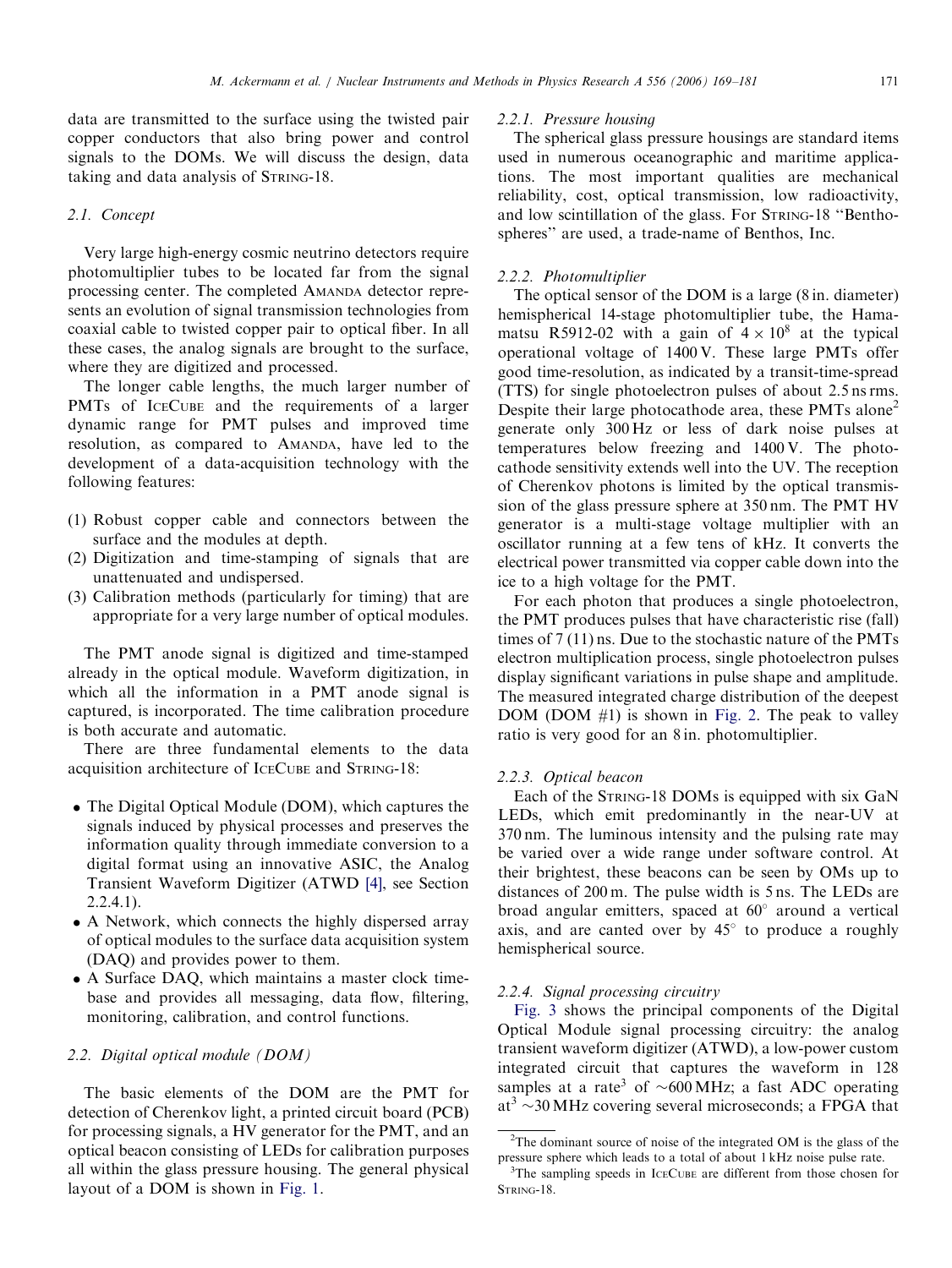data are transmitted to the surface using the twisted pair copper conductors that also bring power and control signals to the DOMs. We will discuss the design, data taking and data analysis of String-18.

### 2.1. Concept

Very large high-energy cosmic neutrino detectors require photomultiplier tubes to be located far from the signal processing center. The completed Amanda detector represents an evolution of signal transmission technologies from coaxial cable to twisted copper pair to optical fiber. In all these cases, the analog signals are brought to the surface, where they are digitized and processed.

The longer cable lengths, the much larger number of PMTs of IceCube and the requirements of a larger dynamic range for PMT pulses and improved time resolution, as compared to Amanda, have led to the development of a data-acquisition technology with the following features:

(1) Robust copper cable and connectors between the surface and the modules at depth.
(2) Digitization and time-stamping of signals that are unattenuated and undispersed.
(3) Calibration methods (particularly for timing) that are appropriate for a very large number of optical modules.

The PMT anode signal is digitized and time-stamped already in the optical module. Waveform digitization, in which all the information in a PMT anode signal is captured, is incorporated. The time calibration procedure is both accurate and automatic.

There are three fundamental elements to the data acquisition architecture of IceCube and String-18:

- The Digital Optical Module (DOM), which captures the signals induced by physical processes and preserves the information quality through immediate conversion to a digital format using an innovative ASIC, the Analog Transient Waveform Digitizer (ATWD [4], see Section 2.2.4.1).
- A Network, which connects the highly dispersed array of optical modules to the surface data acquisition system (DAQ) and provides power to them.
- A Surface DAQ, which maintains a master clock time-base and provides all messaging, data flow, filtering, monitoring, calibration, and control functions.

### 2.2. Digital optical module (DOM)

The basic elements of the DOM are the PMT for detection of Cherenkov light, a printed circuit board (PCB) for processing signals, a HV generator for the PMT, and an optical beacon consisting of LEDs for calibration purposes all within the glass pressure housing. The general physical layout of a DOM is shown in Fig. 1.

#### 2.2.1. Pressure housing

The spherical glass pressure housings are standard items used in numerous oceanographic and maritime applications. The most important qualities are mechanical reliability, cost, optical transmission, low radioactivity, and low scintillation of the glass. For String-18 "Benthospheres" are used, a trade-name of Benthos, Inc.

#### 2.2.2. Photomultiplier

The optical sensor of the DOM is a large (8 in. diameter) hemispherical 14-stage photomultiplier tube, the Hamamatsu R5912-02 with a gain of $4 \times 10^8$ at the typical operational voltage of 1400 V. These large PMTs offer good time-resolution, as indicated by a transit-time-spread (TTS) for single photoelectron pulses of about 2.5 ns rms. Despite their large photocathode area, these PMTs alone[2] generate only 300 Hz or less of dark noise pulses at temperatures below freezing and 1400 V. The photocathode sensitivity extends well into the UV. The reception of Cherenkov photons is limited by the optical transmission of the glass pressure sphere at 350 nm. The PMT HV generator is a multi-stage voltage multiplier with an oscillator running at a few tens of kHz. It converts the electrical power transmitted via copper cable down into the ice to a high voltage for the PMT.

For each photon that produces a single photoelectron, the PMT produces pulses that have characteristic rise (fall) times of 7 (11) ns. Due to the stochastic nature of the PMTs electron multiplication process, single photoelectron pulses display significant variations in pulse shape and amplitude. The measured integrated charge distribution of the deepest DOM (DOM #1) is shown in Fig. 2. The peak to valley ratio is very good for an 8 in. photomultiplier.

#### 2.2.3. Optical beacon

Each of the String-18 DOMs is equipped with six GaN LEDs, which emit predominantly in the near-UV at 370 nm. The luminous intensity and the pulsing rate may be varied over a wide range under software control. At their brightest, these beacons can be seen by OMs up to distances of 200 m. The pulse width is 5 ns. The LEDs are broad angular emitters, spaced at 60° around a vertical axis, and are canted over by 45° to produce a roughly hemispherical source.

#### 2.2.4. Signal processing circuitry

Fig. 3 shows the principal components of the Digital Optical Module signal processing circuitry: the analog transient waveform digitizer (ATWD), a low-power custom integrated circuit that captures the waveform in 128 samples at a rate[3] of ~600 MHz; a fast ADC operating at[3] ~30 MHz covering several microseconds; a FPGA that

---

[2] The dominant source of noise of the integrated OM is the glass of the pressure sphere which leads to a total of about 1 kHz noise pulse rate.

[3] The sampling speeds in IceCube are different from those chosen for String-18.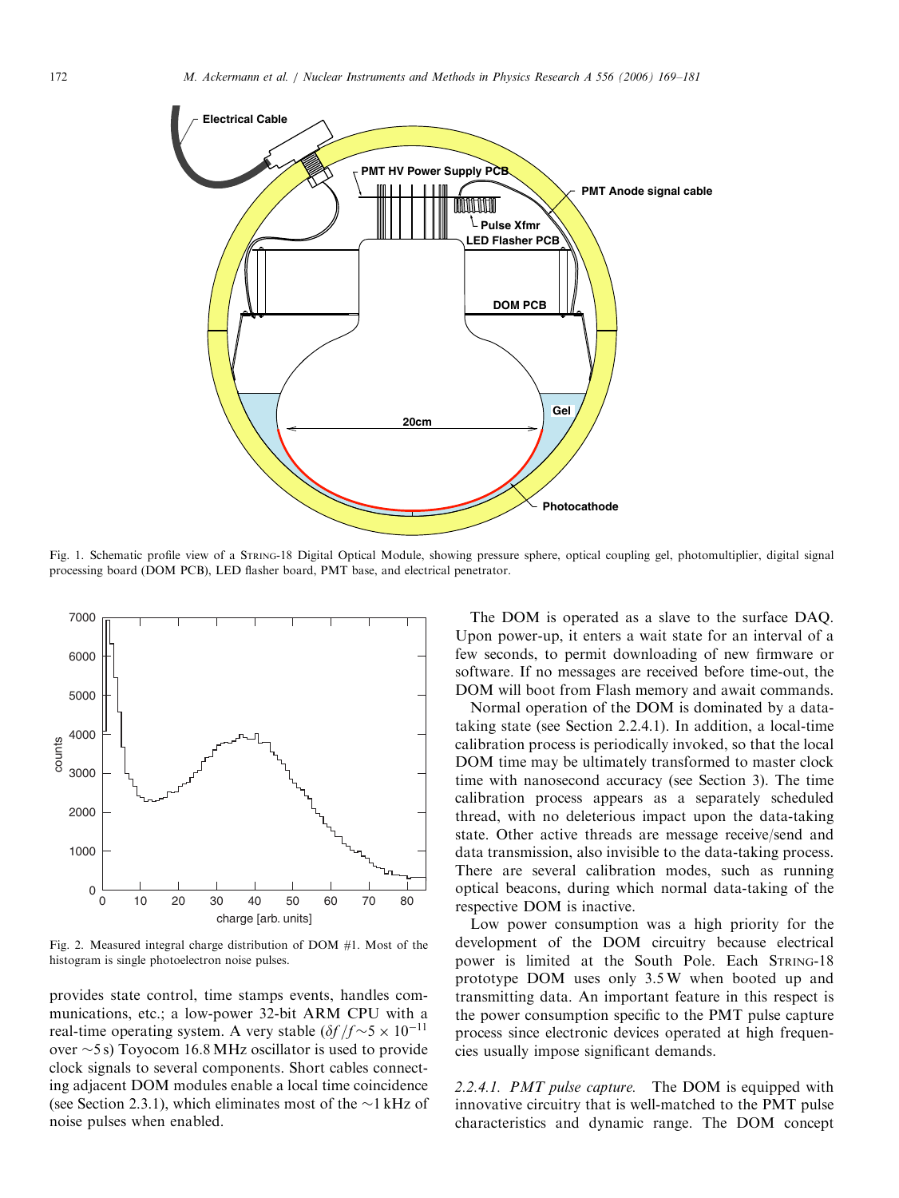Fig. 1. Schematic profile view of a STRING-18 Digital Optical Module, showing pressure sphere, optical coupling gel, photomultiplier, digital signal processing board (DOM PCB), LED flasher board, PMT base, and electrical penetrator.

Fig. 2. Measured integral charge distribution of DOM #1. Most of the histogram is single photoelectron noise pulses.

provides state control, time stamps events, handles communications, etc.; a low-power 32-bit ARM CPU with a real-time operating system. A very stable ($\delta f/f \sim 5 \times 10^{-11}$ over $\sim$5 s) Toyocom 16.8 MHz oscillator is used to provide clock signals to several components. Short cables connecting adjacent DOM modules enable a local time coincidence (see Section 2.3.1), which eliminates most of the $\sim$1 kHz of noise pulses when enabled.

The DOM is operated as a slave to the surface DAQ. Upon power-up, it enters a wait state for an interval of a few seconds, to permit downloading of new firmware or software. If no messages are received before time-out, the DOM will boot from Flash memory and await commands.

Normal operation of the DOM is dominated by a data-taking state (see Section 2.2.4.1). In addition, a local-time calibration process is periodically invoked, so that the local DOM time may be ultimately transformed to master clock time with nanosecond accuracy (see Section 3). The time calibration process appears as a separately scheduled thread, with no deleterious impact upon the data-taking state. Other active threads are message receive/send and data transmission, also invisible to the data-taking process. There are several calibration modes, such as running optical beacons, during which normal data-taking of the respective DOM is inactive.

Low power consumption was a high priority for the development of the DOM circuitry because electrical power is limited at the South Pole. Each STRING-18 prototype DOM uses only 3.5 W when booted up and transmitting data. An important feature in this respect is the power consumption specific to the PMT pulse capture process since electronic devices operated at high frequencies usually impose significant demands.

*2.2.4.1. PMT pulse capture.* The DOM is equipped with innovative circuitry that is well-matched to the PMT pulse characteristics and dynamic range. The DOM concept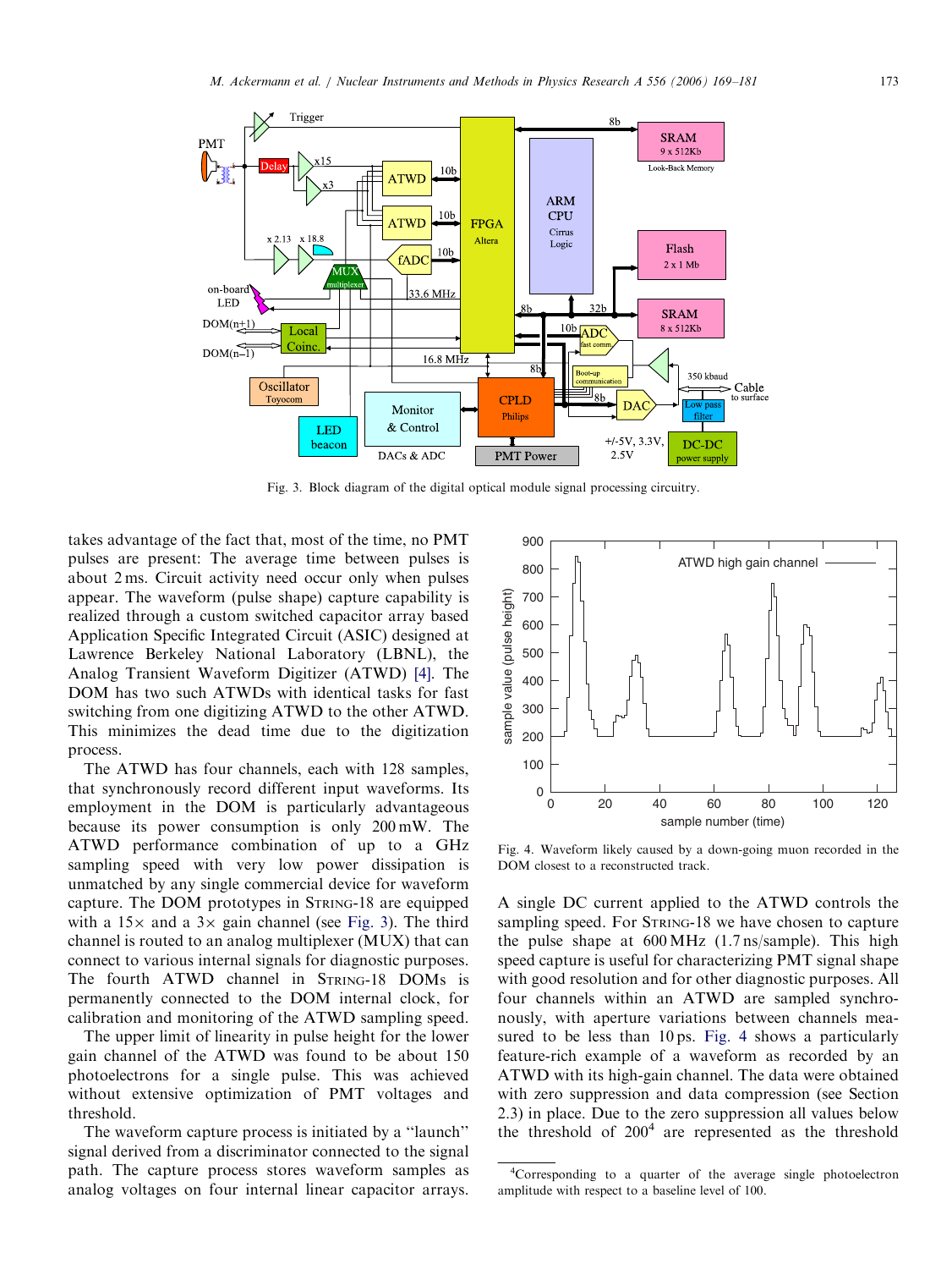Fig. 3. Block diagram of the digital optical module signal processing circuitry.

takes advantage of the fact that, most of the time, no PMT pulses are present: The average time between pulses is about 2 ms. Circuit activity need occur only when pulses appear. The waveform (pulse shape) capture capability is realized through a custom switched capacitor array based Application Specific Integrated Circuit (ASIC) designed at Lawrence Berkeley National Laboratory (LBNL), the Analog Transient Waveform Digitizer (ATWD) [4]. The DOM has two such ATWDs with identical tasks for fast switching from one digitizing ATWD to the other ATWD. This minimizes the dead time due to the digitization process.

The ATWD has four channels, each with 128 samples, that synchronously record different input waveforms. Its employment in the DOM is particularly advantageous because its power consumption is only 200 mW. The ATWD performance combination of up to a GHz sampling speed with very low power dissipation is unmatched by any single commercial device for waveform capture. The DOM prototypes in String-18 are equipped with a 15× and a 3× gain channel (see Fig. 3). The third channel is routed to an analog multiplexer (MUX) that can connect to various internal signals for diagnostic purposes. The fourth ATWD channel in String-18 DOMs is permanently connected to the DOM internal clock, for calibration and monitoring of the ATWD sampling speed.

The upper limit of linearity in pulse height for the lower gain channel of the ATWD was found to be about 150 photoelectrons for a single pulse. This was achieved without extensive optimization of PMT voltages and threshold.

The waveform capture process is initiated by a "launch" signal derived from a discriminator connected to the signal path. The capture process stores waveform samples as analog voltages on four internal linear capacitor arrays.

Fig. 4. Waveform likely caused by a down-going muon recorded in the DOM closest to a reconstructed track.

A single DC current applied to the ATWD controls the sampling speed. For String-18 we have chosen to capture the pulse shape at 600 MHz (1.7 ns/sample). This high speed capture is useful for characterizing PMT signal shape with good resolution and for other diagnostic purposes. All four channels within an ATWD are sampled synchronously, with aperture variations between channels measured to be less than 10 ps. Fig. 4 shows a particularly feature-rich example of a waveform as recorded by an ATWD with its high-gain channel. The data were obtained with zero suppression and data compression (see Section 2.3) in place. Due to the zero suppression all values below the threshold of 200[4] are represented as the threshold

[4] Corresponding to a quarter of the average single photoelectron amplitude with respect to a baseline level of 100.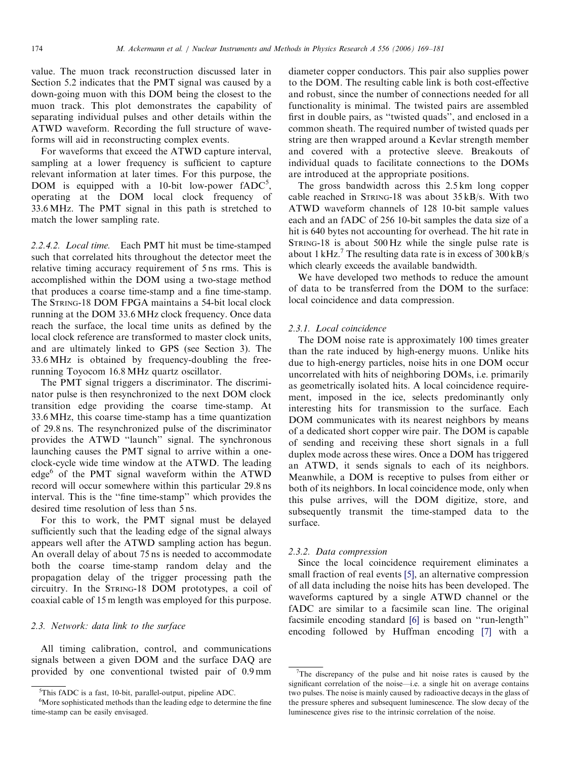value. The muon track reconstruction discussed later in Section 5.2 indicates that the PMT signal was caused by a down-going muon with this DOM being the closest to the muon track. This plot demonstrates the capability of separating individual pulses and other details within the ATWD waveform. Recording the full structure of waveforms will aid in reconstructing complex events.

For waveforms that exceed the ATWD capture interval, sampling at a lower frequency is sufficient to capture relevant information at later times. For this purpose, the DOM is equipped with a 10-bit low-power fADC[5], operating at the DOM local clock frequency of 33.6 MHz. The PMT signal in this path is stretched to match the lower sampling rate.

*2.2.4.2. Local time.* Each PMT hit must be time-stamped such that correlated hits throughout the detector meet the relative timing accuracy requirement of 5 ns rms. This is accomplished within the DOM using a two-stage method that produces a coarse time-stamp and a fine time-stamp. The STRING-18 DOM FPGA maintains a 54-bit local clock running at the DOM 33.6 MHz clock frequency. Once data reach the surface, the local time units as defined by the local clock reference are transformed to master clock units, and are ultimately linked to GPS (see Section 3). The 33.6 MHz is obtained by frequency-doubling the free-running Toyocom 16.8 MHz quartz oscillator.

The PMT signal triggers a discriminator. The discriminator pulse is then resynchronized to the next DOM clock transition edge providing the coarse time-stamp. At 33.6 MHz, this coarse time-stamp has a time quantization of 29.8 ns. The resynchronized pulse of the discriminator provides the ATWD "launch" signal. The synchronous launching causes the PMT signal to arrive within a one-clock-cycle wide time window at the ATWD. The leading edge[6] of the PMT signal waveform within the ATWD record will occur somewhere within this particular 29.8 ns interval. This is the "fine time-stamp" which provides the desired time resolution of less than 5 ns.

For this to work, the PMT signal must be delayed sufficiently such that the leading edge of the signal always appears well after the ATWD sampling action has begun. An overall delay of about 75 ns is needed to accommodate both the coarse time-stamp random delay and the propagation delay of the trigger processing path the circuitry. In the STRING-18 DOM prototypes, a coil of coaxial cable of 15 m length was employed for this purpose.

### 2.3. Network: data link to the surface

All timing calibration, control, and communications signals between a given DOM and the surface DAQ are provided by one conventional twisted pair of 0.9 mm diameter copper conductors. This pair also supplies power to the DOM. The resulting cable link is both cost-effective and robust, since the number of connections needed for all functionality is minimal. The twisted pairs are assembled first in double pairs, as "twisted quads", and enclosed in a common sheath. The required number of twisted quads per string are then wrapped around a Kevlar strength member and covered with a protective sleeve. Breakouts of individual quads to facilitate connections to the DOMs are introduced at the appropriate positions.

The gross bandwidth across this 2.5 km long copper cable reached in STRING-18 was about 35 kB/s. With two ATWD waveform channels of 128 10-bit sample values each and an fADC of 256 10-bit samples the data size of a hit is 640 bytes not accounting for overhead. The hit rate in STRING-18 is about 500 Hz while the single pulse rate is about 1 kHz.[7] The resulting data rate is in excess of 300 kB/s which clearly exceeds the available bandwidth.

We have developed two methods to reduce the amount of data to be transferred from the DOM to the surface: local coincidence and data compression.

#### 2.3.1. Local coincidence

The DOM noise rate is approximately 100 times greater than the rate induced by high-energy muons. Unlike hits due to high-energy particles, noise hits in one DOM occur uncorrelated with hits of neighboring DOMs, i.e. primarily as geometrically isolated hits. A local coincidence requirement, imposed in the ice, selects predominantly only interesting hits for transmission to the surface. Each DOM communicates with its nearest neighbors by means of a dedicated short copper wire pair. The DOM is capable of sending and receiving these short signals in a full duplex mode across these wires. Once a DOM has triggered an ATWD, it sends signals to each of its neighbors. Meanwhile, a DOM is receptive to pulses from either or both of its neighbors. In local coincidence mode, only when this pulse arrives, will the DOM digitize, store, and subsequently transmit the time-stamped data to the surface.

#### 2.3.2. Data compression

Since the local coincidence requirement eliminates a small fraction of real events [5], an alternative compression of all data including the noise hits has been developed. The waveforms captured by a single ATWD channel or the fADC are similar to a facsimile scan line. The original facsimile encoding standard [6] is based on "run-length" encoding followed by Huffman encoding [7] with a

[5] This fADC is a fast, 10-bit, parallel-output, pipeline ADC.

[6] More sophisticated methods than the leading edge to determine the fine time-stamp can be easily envisaged.

[7] The discrepancy of the pulse and hit noise rates is caused by the significant correlation of the noise—i.e. a single hit on average contains two pulses. The noise is mainly caused by radioactive decays in the glass of the pressure spheres and subsequent luminescence. The slow decay of the luminescence gives rise to the intrinsic correlation of the noise.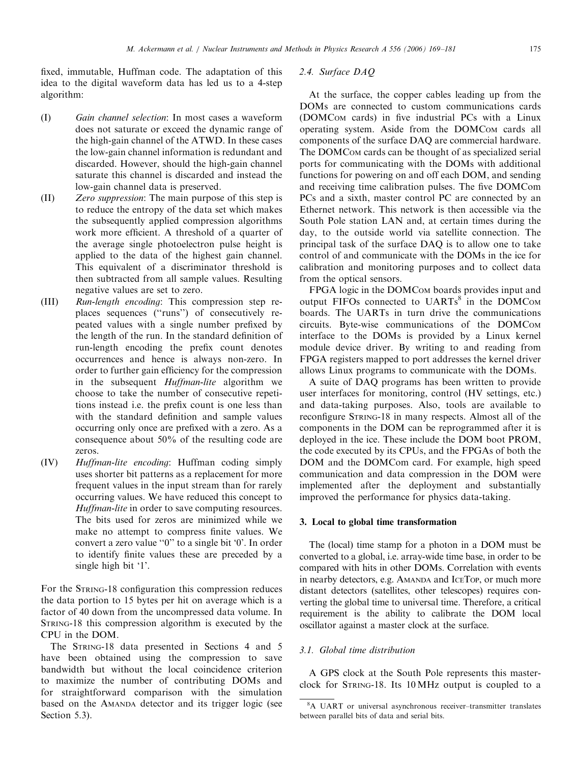fixed, immutable, Huffman code. The adaptation of this idea to the digital waveform data has led us to a 4-step algorithm:

(I) *Gain channel selection*: In most cases a waveform does not saturate or exceed the dynamic range of the high-gain channel of the ATWD. In these cases the low-gain channel information is redundant and discarded. However, should the high-gain channel saturate this channel is discarded and instead the low-gain channel data is preserved.

(II) *Zero suppression*: The main purpose of this step is to reduce the entropy of the data set which makes the subsequently applied compression algorithms work more efficient. A threshold of a quarter of the average single photoelectron pulse height is applied to the data of the highest gain channel. This equivalent of a discriminator threshold is then subtracted from all sample values. Resulting negative values are set to zero.

(III) *Run-length encoding*: This compression step replaces sequences ("runs") of consecutively repeated values with a single number prefixed by the length of the run. In the standard definition of run-length encoding the prefix count denotes occurrences and hence is always non-zero. In order to further gain efficiency for the compression in the subsequent *Huffman-lite* algorithm we choose to take the number of consecutive repetitions instead i.e. the prefix count is one less than with the standard definition and sample values occurring only once are prefixed with a zero. As a consequence about 50% of the resulting code are zeros.

(IV) *Huffman-lite encoding*: Huffman coding simply uses shorter bit patterns as a replacement for more frequent values in the input stream than for rarely occurring values. We have reduced this concept to *Huffman-lite* in order to save computing resources. The bits used for zeros are minimized while we make no attempt to compress finite values. We convert a zero value "0" to a single bit '0'. In order to identify finite values these are preceded by a single high bit '1'.

For the String-18 configuration this compression reduces the data portion to 15 bytes per hit on average which is a factor of 40 down from the uncompressed data volume. In String-18 this compression algorithm is executed by the CPU in the DOM.

The String-18 data presented in Sections 4 and 5 have been obtained using the compression to save bandwidth but without the local coincidence criterion to maximize the number of contributing DOMs and for straightforward comparison with the simulation based on the Amanda detector and its trigger logic (see Section 5.3).

### 2.4. Surface DAQ

At the surface, the copper cables leading up from the DOMs are connected to custom communications cards (DOMCom cards) in five industrial PCs with a Linux operating system. Aside from the DOMCom cards all components of the surface DAQ are commercial hardware. The DOMCom cards can be thought of as specialized serial ports for communicating with the DOMs with additional functions for powering on and off each DOM, and sending and receiving time calibration pulses. The five DOMCom PCs and a sixth, master control PC are connected by an Ethernet network. This network is then accessible via the South Pole station LAN and, at certain times during the day, to the outside world via satellite connection. The principal task of the surface DAQ is to allow one to take control of and communicate with the DOMs in the ice for calibration and monitoring purposes and to collect data from the optical sensors.

FPGA logic in the DOMCom boards provides input and output FIFOs connected to UARTs[8] in the DOMCom boards. The UARTs in turn drive the communications circuits. Byte-wise communications of the DOMCom interface to the DOMs is provided by a Linux kernel module device driver. By writing to and reading from FPGA registers mapped to port addresses the kernel driver allows Linux programs to communicate with the DOMs.

A suite of DAQ programs has been written to provide user interfaces for monitoring, control (HV settings, etc.) and data-taking purposes. Also, tools are available to reconfigure String-18 in many respects. Almost all of the components in the DOM can be reprogrammed after it is deployed in the ice. These include the DOM boot PROM, the code executed by its CPUs, and the FPGAs of both the DOM and the DOMCom card. For example, high speed communication and data compression in the DOM were implemented after the deployment and substantially improved the performance for physics data-taking.

## 3. Local to global time transformation

The (local) time stamp for a photon in a DOM must be converted to a global, i.e. array-wide time base, in order to be compared with hits in other DOMs. Correlation with events in nearby detectors, e.g. Amanda and IceTop, or much more distant detectors (satellites, other telescopes) requires converting the global time to universal time. Therefore, a critical requirement is the ability to calibrate the DOM local oscillator against a master clock at the surface.

### 3.1. Global time distribution

A GPS clock at the South Pole represents this master-clock for String-18. Its 10 MHz output is coupled to a

[8] A UART or universal asynchronous receiver–transmitter translates between parallel bits of data and serial bits.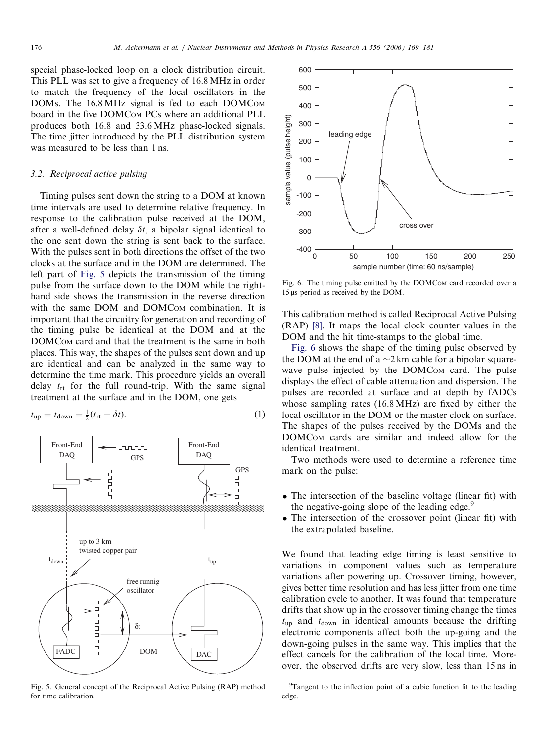special phase-locked loop on a clock distribution circuit. This PLL was set to give a frequency of 16.8 MHz in order to match the frequency of the local oscillators in the DOMs. The 16.8 MHz signal is fed to each DOMCom board in the five DOMCom PCs where an additional PLL produces both 16.8 and 33.6 MHz phase-locked signals. The time jitter introduced by the PLL distribution system was measured to be less than 1 ns.

### 3.2. Reciprocal active pulsing

Timing pulses sent down the string to a DOM at known time intervals are used to determine relative frequency. In response to the calibration pulse received at the DOM, after a well-defined delay $\delta t$, a bipolar signal identical to the one sent down the string is sent back to the surface. With the pulses sent in both directions the offset of the two clocks at the surface and in the DOM are determined. The left part of Fig. 5 depicts the transmission of the timing pulse from the surface down to the DOM while the right-hand side shows the transmission in the reverse direction with the same DOM and DOMCom combination. It is important that the circuitry for generation and recording of the timing pulse be identical at the DOM and at the DOMCom card and that the treatment is the same in both places. This way, the shapes of the pulses sent down and up are identical and can be analyzed in the same way to determine the time mark. This procedure yields an overall delay $t_{\rm rt}$ for the full round-trip. With the same signal treatment at the surface and in the DOM, one gets

$$t_{\rm up} = t_{\rm down} = \tfrac{1}{2}(t_{\rm rt} - \delta t). \quad (1)$$

Fig. 5. General concept of the Reciprocal Active Pulsing (RAP) method for time calibration.

Fig. 6. The timing pulse emitted by the DOMCom card recorded over a 15 μs period as received by the DOM.

This calibration method is called Reciprocal Active Pulsing (RAP) [8]. It maps the local clock counter values in the DOM and the hit time-stamps to the global time.

Fig. 6 shows the shape of the timing pulse observed by the DOM at the end of a ~2 km cable for a bipolar square-wave pulse injected by the DOMCom card. The pulse displays the effect of cable attenuation and dispersion. The pulses are recorded at surface and at depth by fADCs whose sampling rates (16.8 MHz) are fixed by either the local oscillator in the DOM or the master clock on surface. The shapes of the pulses received by the DOMs and the DOMCom cards are similar and indeed allow for the identical treatment.

Two methods were used to determine a reference time mark on the pulse:

- The intersection of the baseline voltage (linear fit) with the negative-going slope of the leading edge.[9]
- The intersection of the crossover point (linear fit) with the extrapolated baseline.

We found that leading edge timing is least sensitive to variations in component values such as temperature variations after powering up. Crossover timing, however, gives better time resolution and has less jitter from one time calibration cycle to another. It was found that temperature drifts that show up in the crossover timing change the times $t_{\rm up}$ and $t_{\rm down}$ in identical amounts because the drifting electronic components affect both the up-going and the down-going pulses in the same way. This implies that the effect cancels for the calibration of the local time. Moreover, the observed drifts are very slow, less than 15 ns in

[9] Tangent to the inflection point of a cubic function fit to the leading edge.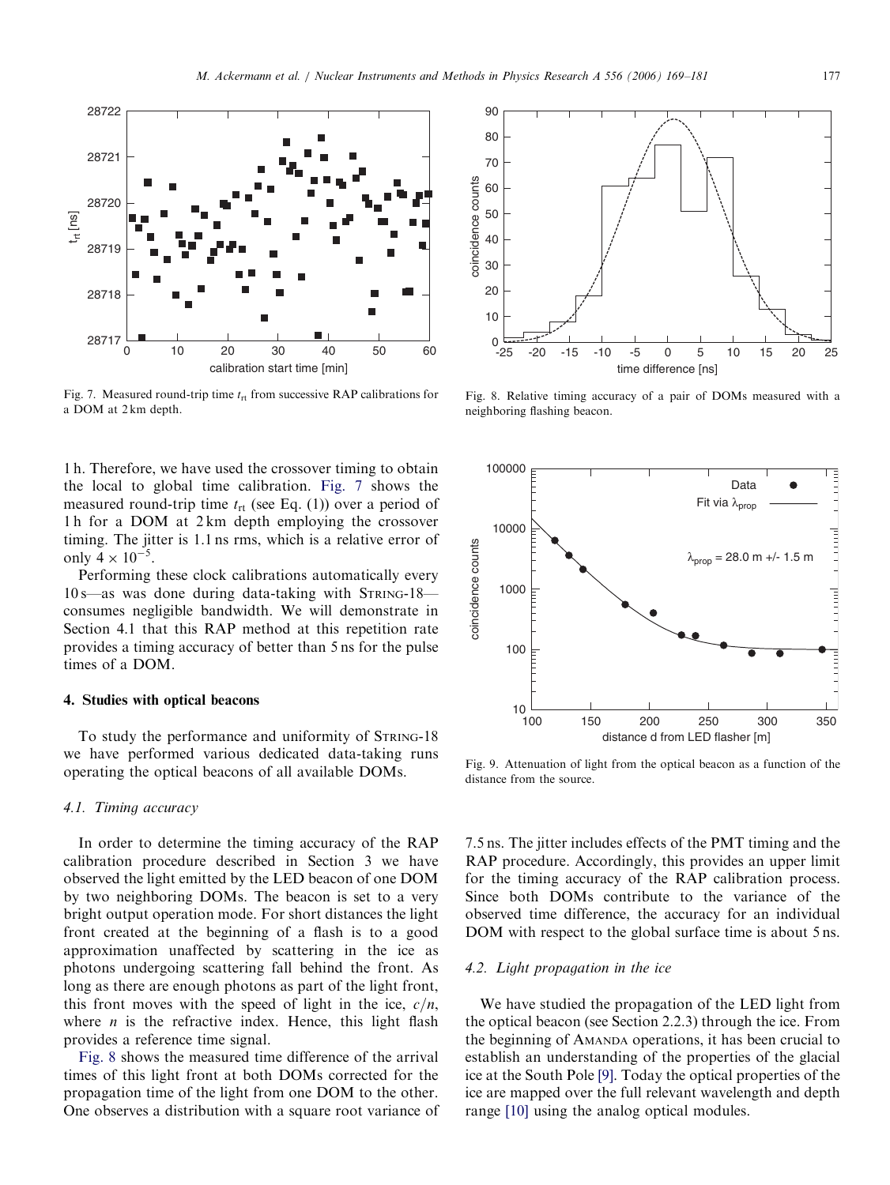Fig. 7. Measured round-trip time $t_{rt}$ from successive RAP calibrations for a DOM at 2 km depth.

Fig. 8. Relative timing accuracy of a pair of DOMs measured with a neighboring flashing beacon.

Fig. 9. Attenuation of light from the optical beacon as a function of the distance from the source.

1 h. Therefore, we have used the crossover timing to obtain the local to global time calibration. Fig. 7 shows the measured round-trip time $t_{rt}$ (see Eq. (1)) over a period of 1 h for a DOM at 2 km depth employing the crossover timing. The jitter is 1.1 ns rms, which is a relative error of only $4 \times 10^{-5}$.

Performing these clock calibrations automatically every 10 s—as was done during data-taking with STRING-18—consumes negligible bandwidth. We will demonstrate in Section 4.1 that this RAP method at this repetition rate provides a timing accuracy of better than 5 ns for the pulse times of a DOM.

## 4. Studies with optical beacons

To study the performance and uniformity of STRING-18 we have performed various dedicated data-taking runs operating the optical beacons of all available DOMs.

### 4.1. Timing accuracy

In order to determine the timing accuracy of the RAP calibration procedure described in Section 3 we have observed the light emitted by the LED beacon of one DOM by two neighboring DOMs. The beacon is set to a very bright output operation mode. For short distances the light front created at the beginning of a flash is to a good approximation unaffected by scattering in the ice as photons undergoing scattering fall behind the front. As long as there are enough photons as part of the light front, this front moves with the speed of light in the ice, $c/n$, where $n$ is the refractive index. Hence, this light flash provides a reference time signal.

Fig. 8 shows the measured time difference of the arrival times of this light front at both DOMs corrected for the propagation time of the light from one DOM to the other. One observes a distribution with a square root variance of 7.5 ns. The jitter includes effects of the PMT timing and the RAP procedure. Accordingly, this provides an upper limit for the timing accuracy of the RAP calibration process. Since both DOMs contribute to the variance of the observed time difference, the accuracy for an individual DOM with respect to the global surface time is about 5 ns.

### 4.2. Light propagation in the ice

We have studied the propagation of the LED light from the optical beacon (see Section 2.2.3) through the ice. From the beginning of AMANDA operations, it has been crucial to establish an understanding of the properties of the glacial ice at the South Pole [9]. Today the optical properties of the ice are mapped over the full relevant wavelength and depth range [10] using the analog optical modules.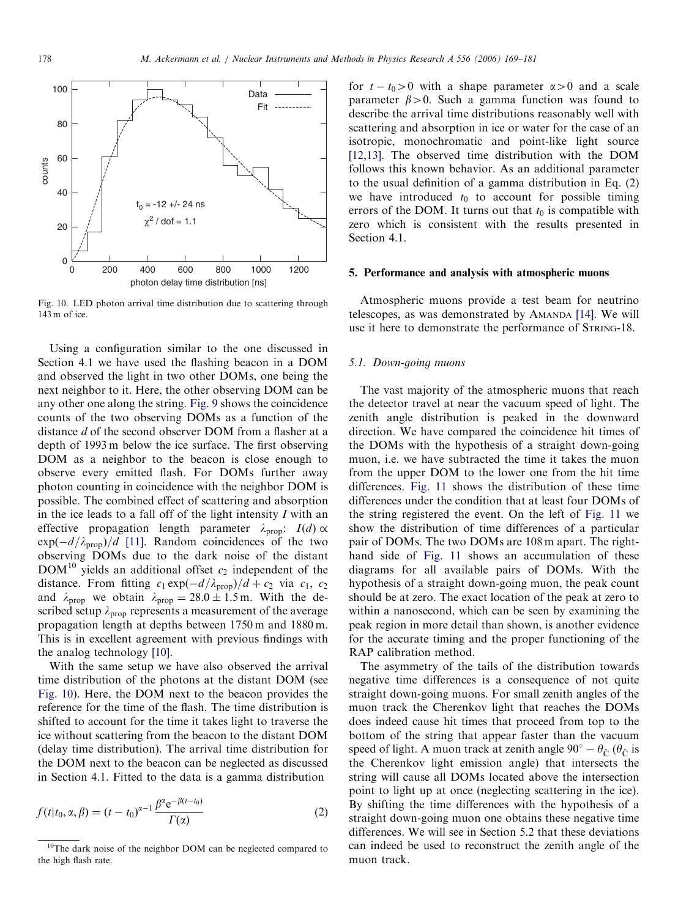Fig. 10. LED photon arrival time distribution due to scattering through 143 m of ice.

Using a configuration similar to the one discussed in Section 4.1 we have used the flashing beacon in a DOM and observed the light in two other DOMs, one being the next neighbor to it. Here, the other observing DOM can be any other one along the string. Fig. 9 shows the coincidence counts of the two observing DOMs as a function of the distance $d$ of the second observer DOM from a flasher at a depth of 1993 m below the ice surface. The first observing DOM as a neighbor to the beacon is close enough to observe every emitted flash. For DOMs further away photon counting in coincidence with the neighbor DOM is possible. The combined effect of scattering and absorption in the ice leads to a fall off of the light intensity $I$ with an effective propagation length parameter $\lambda_{\text{prop}}$: $I(d) \propto \exp(-d/\lambda_{\text{prop}})/d$ [11]. Random coincidences of the two observing DOMs due to the dark noise of the distant DOM[10] yields an additional offset $c_2$ independent of the distance. From fitting $c_1 \exp(-d/\lambda_{\text{prop}})/d + c_2$ via $c_1$, $c_2$ and $\lambda_{\text{prop}}$ we obtain $\lambda_{\text{prop}} = 28.0 \pm 1.5$ m. With the described setup $\lambda_{\text{prop}}$ represents a measurement of the average propagation length at depths between 1750 m and 1880 m. This is in excellent agreement with previous findings with the analog technology [10].

With the same setup we have also observed the arrival time distribution of the photons at the distant DOM (see Fig. 10). Here, the DOM next to the beacon provides the reference for the time of the flash. The time distribution is shifted to account for the time it takes light to traverse the ice without scattering from the beacon to the distant DOM (delay time distribution). The arrival time distribution for the DOM next to the beacon can be neglected as discussed in Section 4.1. Fitted to the data is a gamma distribution

$$f(t|t_0, \alpha, \beta) = (t - t_0)^{\alpha - 1} \frac{\beta^{\alpha} \mathrm{e}^{-\beta(t - t_0)}}{\Gamma(\alpha)} \tag{2}$$

for $t - t_0 > 0$ with a shape parameter $\alpha > 0$ and a scale parameter $\beta > 0$. Such a gamma function was found to describe the arrival time distributions reasonably well with scattering and absorption in ice or water for the case of an isotropic, monochromatic and point-like light source [12,13]. The observed time distribution with the DOM follows this known behavior. As an additional parameter to the usual definition of a gamma distribution in Eq. (2) we have introduced $t_0$ to account for possible timing errors of the DOM. It turns out that $t_0$ is compatible with zero which is consistent with the results presented in Section 4.1.

[10] The dark noise of the neighbor DOM can be neglected compared to the high flash rate.

## 5. Performance and analysis with atmospheric muons

Atmospheric muons provide a test beam for neutrino telescopes, as was demonstrated by AMANDA [14]. We will use it here to demonstrate the performance of STRING-18.

### 5.1. Down-going muons

The vast majority of the atmospheric muons that reach the detector travel at near the vacuum speed of light. The zenith angle distribution is peaked in the downward direction. We have compared the coincidence hit times of the DOMs with the hypothesis of a straight down-going muon, i.e. we have subtracted the time it takes the muon from the upper DOM to the lower one from the hit time differences. Fig. 11 shows the distribution of these time differences under the condition that at least four DOMs of the string registered the event. On the left of Fig. 11 we show the distribution of time differences of a particular pair of DOMs. The two DOMs are 108 m apart. The right-hand side of Fig. 11 shows an accumulation of these diagrams for all available pairs of DOMs. With the hypothesis of a straight down-going muon, the peak count should be at zero. The exact location of the peak at zero to within a nanosecond, which can be seen by examining the peak region in more detail than shown, is another evidence for the accurate timing and the proper functioning of the RAP calibration method.

The asymmetry of the tails of the distribution towards negative time differences is a consequence of not quite straight down-going muons. For small zenith angles of the muon track the Cherenkov light that reaches the DOMs does indeed cause hit times that proceed from top to the bottom of the string that appear faster than the vacuum speed of light. A muon track at zenith angle $90^\circ - \theta_{\check{C}}$ ($\theta_{\check{C}}$ is the Cherenkov light emission angle) that intersects the string will cause all DOMs located above the intersection point to light up at once (neglecting scattering in the ice). By shifting the time differences with the hypothesis of a straight down-going muon one obtains these negative time differences. We will see in Section 5.2 that these deviations can indeed be used to reconstruct the zenith angle of the muon track.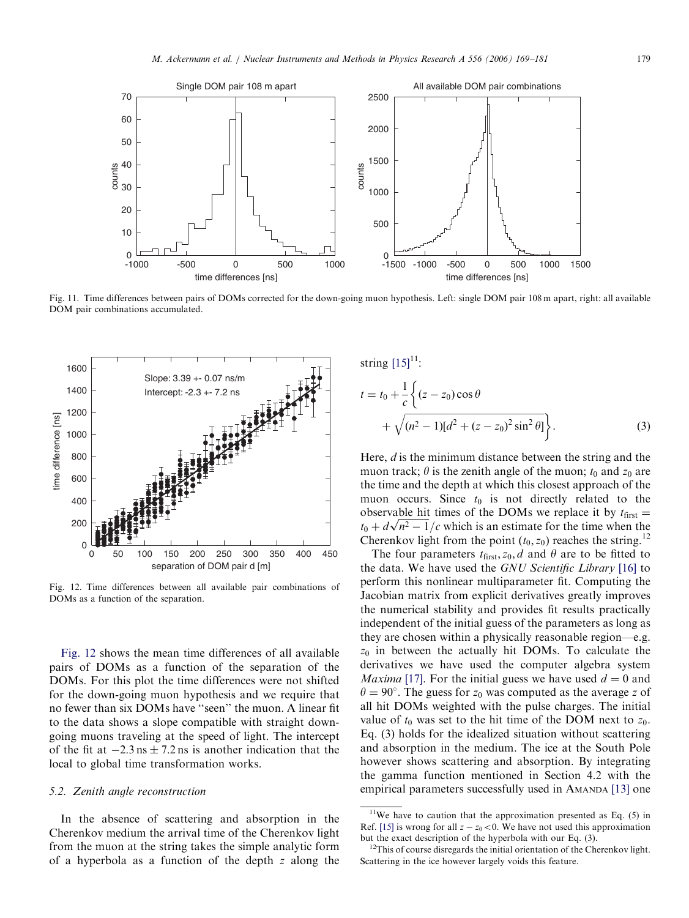Fig. 11. Time differences between pairs of DOMs corrected for the down-going muon hypothesis. Left: single DOM pair 108 m apart, right: all available DOM pair combinations accumulated.

Fig. 12. Time differences between all available pair combinations of DOMs as a function of the separation.

Fig. 12 shows the mean time differences of all available pairs of DOMs as a function of the separation of the DOMs. For this plot the time differences were not shifted for the down-going muon hypothesis and we require that no fewer than six DOMs have "seen" the muon. A linear fit to the data shows a slope compatible with straight down-going muons traveling at the speed of light. The intercept of the fit at $-2.3\,\mathrm{ns} \pm 7.2\,\mathrm{ns}$ is another indication that the local to global time transformation works.

### 5.2. Zenith angle reconstruction

In the absence of scattering and absorption in the Cherenkov medium the arrival time of the Cherenkov light from the muon at the string takes the simple analytic form of a hyperbola as a function of the depth $z$ along the string [15][11]:

$$t = t_0 + \frac{1}{c}\left\{(z - z_0)\cos\theta + \sqrt{(n^2-1)[d^2 + (z-z_0)^2\sin^2\theta]}\right\}. \tag{3}$$

Here, $d$ is the minimum distance between the string and the muon track; $\theta$ is the zenith angle of the muon; $t_0$ and $z_0$ are the time and the depth at which this closest approach of the muon occurs. Since $t_0$ is not directly related to the observable hit times of the DOMs we replace it by $t_{\mathrm{first}} = t_0 + d\sqrt{n^2-1}/c$ which is an estimate for the time when the Cherenkov light from the point $(t_0, z_0)$ reaches the string.[12]

The four parameters $t_{\mathrm{first}}, z_0, d$ and $\theta$ are to be fitted to the data. We have used the *GNU Scientific Library* [16] to perform this nonlinear multiparameter fit. Computing the Jacobian matrix from explicit derivatives greatly improves the numerical stability and provides fit results practically independent of the initial guess of the parameters as long as they are chosen within a physically reasonable region—e.g. $z_0$ in between the actually hit DOMs. To calculate the derivatives we have used the computer algebra system *Maxima* [17]. For the initial guess we have used $d = 0$ and $\theta = 90^\circ$. The guess for $z_0$ was computed as the average $z$ of all hit DOMs weighted with the pulse charges. The initial value of $t_0$ was set to the hit time of the DOM next to $z_0$. Eq. (3) holds for the idealized situation without scattering and absorption in the medium. The ice at the South Pole however shows scattering and absorption. By integrating the gamma function mentioned in Section 4.2 with the empirical parameters successfully used in AMANDA [13] one

[11] We have to caution that the approximation presented as Eq. (5) in Ref. [15] is wrong for all $z - z_0 < 0$. We have not used this approximation but the exact description of the hyperbola with our Eq. (3).

[12] This of course disregards the initial orientation of the Cherenkov light. Scattering in the ice however largely voids this feature.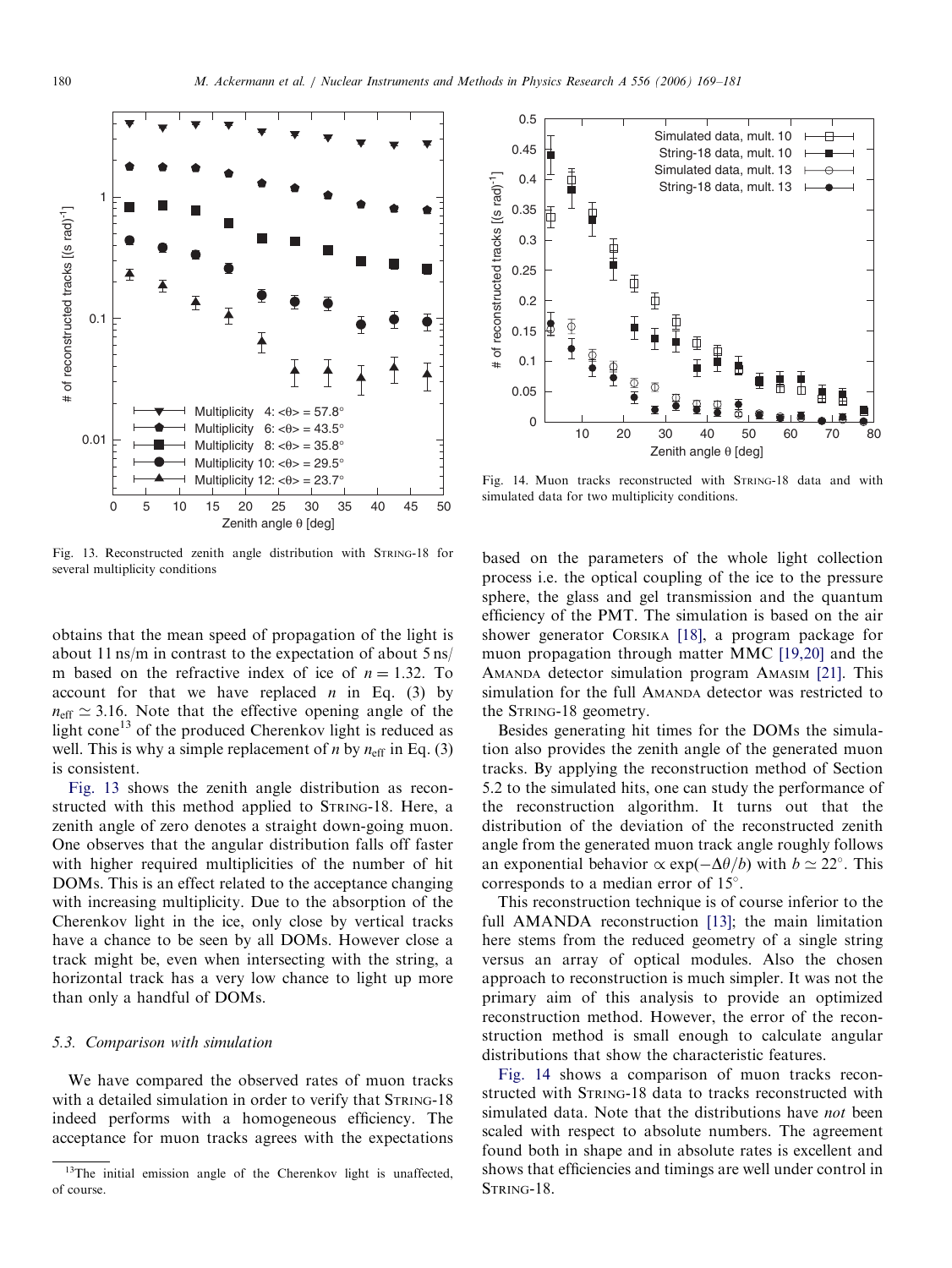Fig. 13. Reconstructed zenith angle distribution with STRING-18 for several multiplicity conditions

Fig. 14. Muon tracks reconstructed with STRING-18 data and with simulated data for two multiplicity conditions.

obtains that the mean speed of propagation of the light is about 11 ns/m in contrast to the expectation of about 5 ns/m based on the refractive index of ice of $n = 1.32$. To account for that we have replaced $n$ in Eq. (3) by $n_{\mathrm{eff}} \simeq 3.16$. Note that the effective opening angle of the light cone[13] of the produced Cherenkov light is reduced as well. This is why a simple replacement of $n$ by $n_{\mathrm{eff}}$ in Eq. (3) is consistent.

Fig. 13 shows the zenith angle distribution as reconstructed with this method applied to STRING-18. Here, a zenith angle of zero denotes a straight down-going muon. One observes that the angular distribution falls off faster with higher required multiplicities of the number of hit DOMs. This is an effect related to the acceptance changing with increasing multiplicity. Due to the absorption of the Cherenkov light in the ice, only close by vertical tracks have a chance to be seen by all DOMs. However close a track might be, even when intersecting with the string, a horizontal track has a very low chance to light up more than only a handful of DOMs.

### 5.3. Comparison with simulation

We have compared the observed rates of muon tracks with a detailed simulation in order to verify that STRING-18 indeed performs with a homogeneous efficiency. The acceptance for muon tracks agrees with the expectations based on the parameters of the whole light collection process i.e. the optical coupling of the ice to the pressure sphere, the glass and gel transmission and the quantum efficiency of the PMT. The simulation is based on the air shower generator CORSIKA [18], a program package for muon propagation through matter MMC [19,20] and the AMANDA detector simulation program AMASIM [21]. This simulation for the full AMANDA detector was restricted to the STRING-18 geometry.

Besides generating hit times for the DOMs the simulation also provides the zenith angle of the generated muon tracks. By applying the reconstruction method of Section 5.2 to the simulated hits, one can study the performance of the reconstruction algorithm. It turns out that the distribution of the deviation of the reconstructed zenith angle from the generated muon track angle roughly follows an exponential behavior $\propto \exp(-\Delta\theta/b)$ with $b \simeq 22^\circ$. This corresponds to a median error of $15^\circ$.

This reconstruction technique is of course inferior to the full AMANDA reconstruction [13]; the main limitation here stems from the reduced geometry of a single string versus an array of optical modules. Also the chosen approach to reconstruction is much simpler. It was not the primary aim of this analysis to provide an optimized reconstruction method. However, the error of the reconstruction method is small enough to calculate angular distributions that show the characteristic features.

Fig. 14 shows a comparison of muon tracks reconstructed with STRING-18 data to tracks reconstructed with simulated data. Note that the distributions have *not* been scaled with respect to absolute numbers. The agreement found both in shape and in absolute rates is excellent and shows that efficiencies and timings are well under control in STRING-18.

[13] The initial emission angle of the Cherenkov light is unaffected, of course.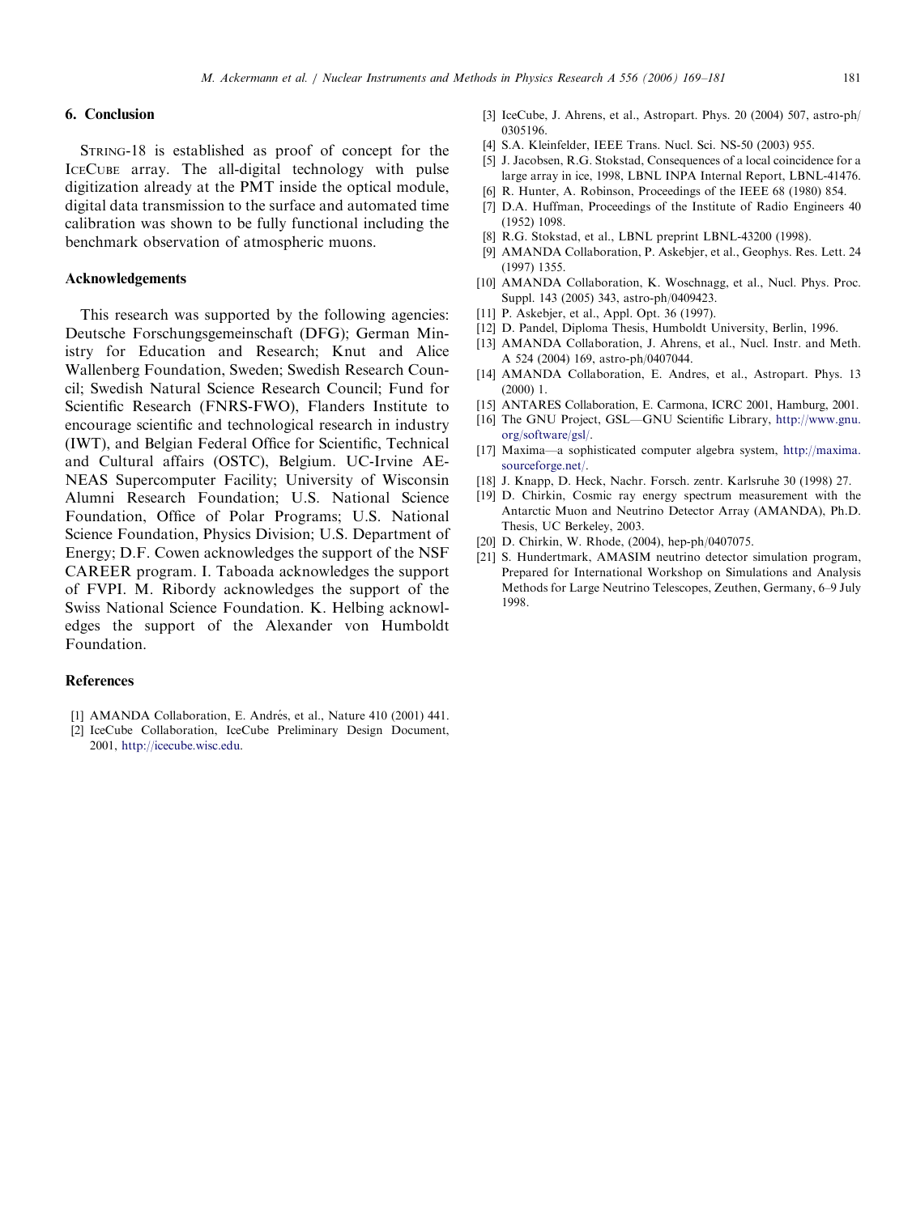## 6. Conclusion

STRING-18 is established as proof of concept for the ICECUBE array. The all-digital technology with pulse digitization already at the PMT inside the optical module, digital data transmission to the surface and automated time calibration was shown to be fully functional including the benchmark observation of atmospheric muons.

## Acknowledgements

This research was supported by the following agencies: Deutsche Forschungsgemeinschaft (DFG); German Ministry for Education and Research; Knut and Alice Wallenberg Foundation, Sweden; Swedish Research Council; Swedish Natural Science Research Council; Fund for Scientific Research (FNRS-FWO), Flanders Institute to encourage scientific and technological research in industry (IWT), and Belgian Federal Office for Scientific, Technical and Cultural affairs (OSTC), Belgium. UC-Irvine AENEAS Supercomputer Facility; University of Wisconsin Alumni Research Foundation; U.S. National Science Foundation, Office of Polar Programs; U.S. National Science Foundation, Physics Division; U.S. Department of Energy; D.F. Cowen acknowledges the support of the NSF CAREER program. I. Taboada acknowledges the support of FVPI. M. Ribordy acknowledges the support of the Swiss National Science Foundation. K. Helbing acknowledges the support of the Alexander von Humboldt Foundation.

## References

[1] AMANDA Collaboration, E. Andrés, et al., Nature 410 (2001) 441.

[2] IceCube Collaboration, IceCube Preliminary Design Document, 2001, http://icecube.wisc.edu.

[3] IceCube, J. Ahrens, et al., Astropart. Phys. 20 (2004) 507, astro-ph/0305196.

[4] S.A. Kleinfelder, IEEE Trans. Nucl. Sci. NS-50 (2003) 955.

[5] J. Jacobsen, R.G. Stokstad, Consequences of a local coincidence for a large array in ice, 1998, LBNL INPA Internal Report, LBNL-41476.

[6] R. Hunter, A. Robinson, Proceedings of the IEEE 68 (1980) 854.

[7] D.A. Huffman, Proceedings of the Institute of Radio Engineers 40 (1952) 1098.

[8] R.G. Stokstad, et al., LBNL preprint LBNL-43200 (1998).

[9] AMANDA Collaboration, P. Askebjer, et al., Geophys. Res. Lett. 24 (1997) 1355.

[10] AMANDA Collaboration, K. Woschnagg, et al., Nucl. Phys. Proc. Suppl. 143 (2005) 343, astro-ph/0409423.

[11] P. Askebjer, et al., Appl. Opt. 36 (1997).

[12] D. Pandel, Diploma Thesis, Humboldt University, Berlin, 1996.

[13] AMANDA Collaboration, J. Ahrens, et al., Nucl. Instr. and Meth. A 524 (2004) 169, astro-ph/0407044.

[14] AMANDA Collaboration, E. Andres, et al., Astropart. Phys. 13 (2000) 1.

[15] ANTARES Collaboration, E. Carmona, ICRC 2001, Hamburg, 2001.

[16] The GNU Project, GSL—GNU Scientific Library, http://www.gnu.org/software/gsl/.

[17] Maxima—a sophisticated computer algebra system, http://maxima.sourceforge.net/.

[18] J. Knapp, D. Heck, Nachr. Forsch. zentr. Karlsruhe 30 (1998) 27.

[19] D. Chirkin, Cosmic ray energy spectrum measurement with the Antarctic Muon and Neutrino Detector Array (AMANDA), Ph.D. Thesis, UC Berkeley, 2003.

[20] D. Chirkin, W. Rhode, (2004), hep-ph/0407075.

[21] S. Hundertmark, AMASIM neutrino detector simulation program, Prepared for International Workshop on Simulations and Analysis Methods for Large Neutrino Telescopes, Zeuthen, Germany, 6–9 July 1998.